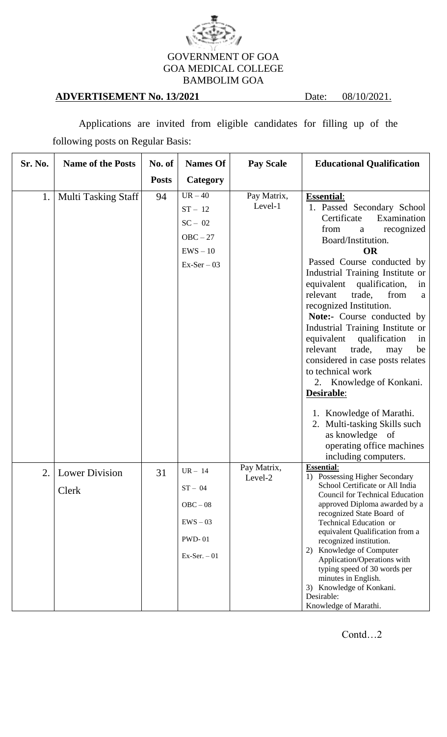GOVERNMENT OF GOA
GOA MEDICAL COLLEGE
BAMBOLIM GOA

**ADVERTISEMENT No. 13/2021** Date: 08/10/2021.

Applications are invited from eligible candidates for filling up of the following posts on Regular Basis:

| Sr. No. | Name of the Posts | No. of Posts | Names Of Category | Pay Scale | Educational Qualification |
|---|---|---|---|---|---|
| 1. | Multi Tasking Staff | 94 | UR – 40<br>ST – 12<br>SC – 02<br>OBC – 27<br>EWS – 10<br>Ex-Ser – 03 | Pay Matrix, Level-1 | **Essential**:<br>1. Passed Secondary School Certificate Examination from a recognized Board/Institution.<br>**OR**<br>Passed Course conducted by Industrial Training Institute or equivalent qualification, in relevant trade, from a recognized Institution.<br>**Note:-** Course conducted by Industrial Training Institute or equivalent qualification in relevant trade, may be considered in case posts relates to technical work<br>2. Knowledge of Konkani.<br>**Desirable**:<br>1. Knowledge of Marathi.<br>2. Multi-tasking Skills such as knowledge of operating office machines including computers. |
| 2. | Lower Division Clerk | 31 | UR – 14<br>ST – 04<br>OBC – 08<br>EWS – 03<br>PWD- 01<br>Ex-Ser. – 01 | Pay Matrix, Level-2 | **Essential**:<br>1) Possessing Higher Secondary School Certificate or All India Council for Technical Education approved Diploma awarded by a recognized State Board of Technical Education or equivalent Qualification from a recognized institution.<br>2) Knowledge of Computer Application/Operations with typing speed of 30 words per minutes in English.<br>3) Knowledge of Konkani.<br>Desirable:<br>Knowledge of Marathi. |

Contd…2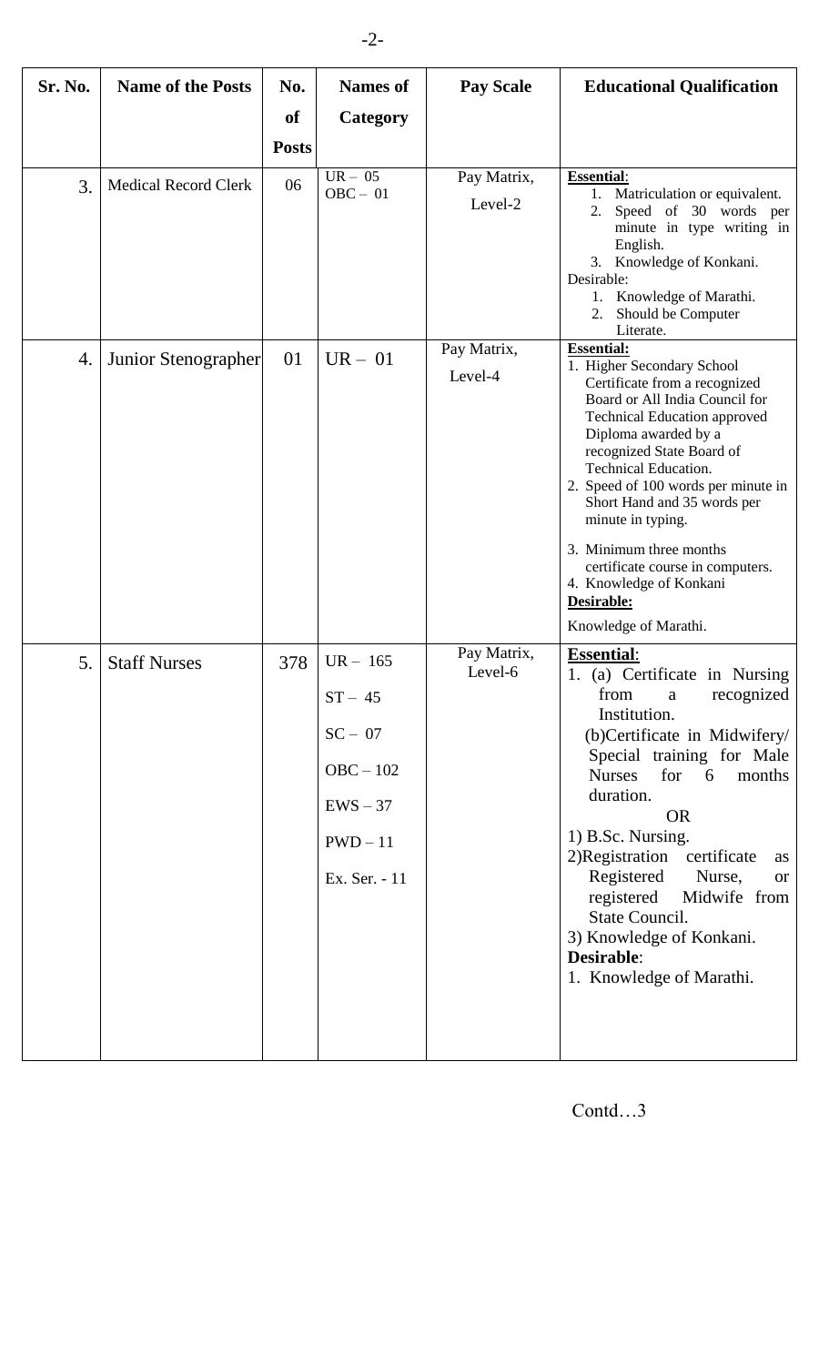| Sr. No. | Name of the Posts | No. of Posts | Names of Category | Pay Scale | Educational Qualification |
|---|---|---|---|---|---|
| 3. | Medical Record Clerk | 06 | UR – 05<br>OBC – 01 | Pay Matrix, Level-2 | **Essential**:<br>1. Matriculation or equivalent.<br>2. Speed of 30 words per minute in type writing in English.<br>3. Knowledge of Konkani.<br>Desirable:<br>1. Knowledge of Marathi.<br>2. Should be Computer Literate. |
| 4. | Junior Stenographer | 01 | UR – 01 | Pay Matrix, Level-4 | **Essential:**<br>1. Higher Secondary School Certificate from a recognized Board or All India Council for Technical Education approved Diploma awarded by a recognized State Board of Technical Education.<br>2. Speed of 100 words per minute in Short Hand and 35 words per minute in typing.<br>3. Minimum three months certificate course in computers.<br>4. Knowledge of Konkani<br>**Desirable:**<br>Knowledge of Marathi. |
| 5. | Staff Nurses | 378 | UR – 165<br>ST – 45<br>SC – 07<br>OBC – 102<br>EWS – 37<br>PWD – 11<br>Ex. Ser. - 11 | Pay Matrix, Level-6 | **Essential**:<br>1. (a) Certificate in Nursing from a recognized Institution.<br>(b)Certificate in Midwifery/ Special training for Male Nurses for 6 months duration.<br>OR<br>1) B.Sc. Nursing.<br>2)Registration certificate as Registered Nurse, or registered Midwife from State Council.<br>3) Knowledge of Konkani.<br>**Desirable**:<br>1. Knowledge of Marathi. |

Contd…3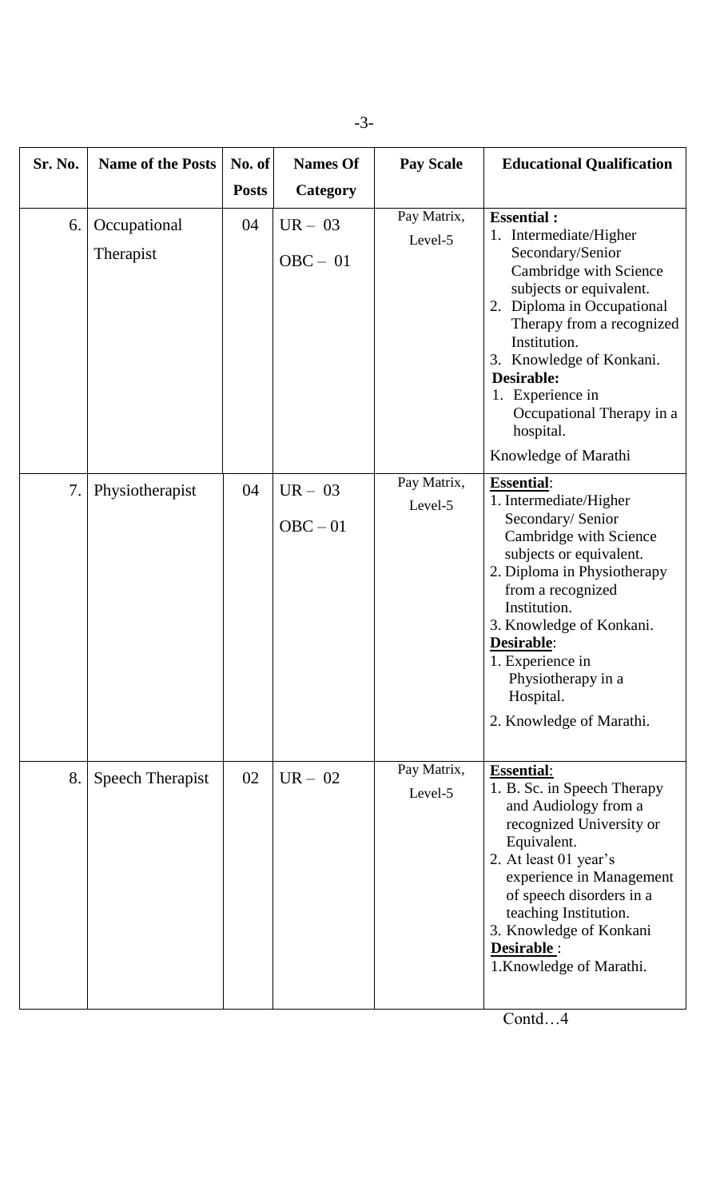| Sr. No. | Name of the Posts | No. of Posts | Names Of Category | Pay Scale | Educational Qualification |
|---|---|---|---|---|---|
| 6. | Occupational Therapist | 04 | UR – 03<br>OBC – 01 | Pay Matrix, Level-5 | **Essential :**<br>1. Intermediate/Higher Secondary/Senior Cambridge with Science subjects or equivalent.<br>2. Diploma in Occupational Therapy from a recognized Institution.<br>3. Knowledge of Konkani.<br>**Desirable:**<br>1. Experience in Occupational Therapy in a hospital.<br>Knowledge of Marathi |
| 7. | Physiotherapist | 04 | UR – 03<br>OBC – 01 | Pay Matrix, Level-5 | **Essential**:<br>1. Intermediate/Higher Secondary/ Senior Cambridge with Science subjects or equivalent.<br>2. Diploma in Physiotherapy from a recognized Institution.<br>3. Knowledge of Konkani.<br>**Desirable**:<br>1. Experience in Physiotherapy in a Hospital.<br>2. Knowledge of Marathi. |
| 8. | Speech Therapist | 02 | UR – 02 | Pay Matrix, Level-5 | **Essential**:<br>1. B. Sc. in Speech Therapy and Audiology from a recognized University or Equivalent.<br>2. At least 01 year's experience in Management of speech disorders in a teaching Institution.<br>3. Knowledge of Konkani<br>**Desirable** :<br>1.Knowledge of Marathi. |

Contd…4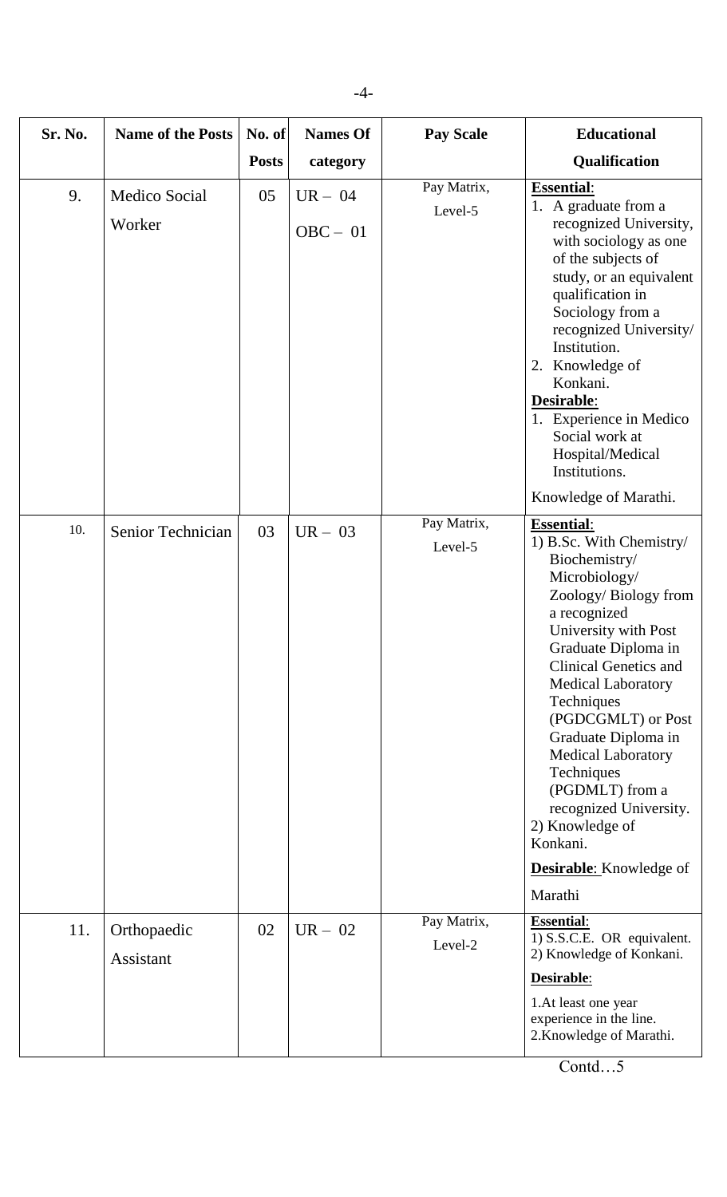| Sr. No. | Name of the Posts | No. of Posts | Names Of category | Pay Scale | Educational Qualification |
|---|---|---|---|---|---|
| 9. | Medico Social Worker | 05 | UR – 04<br>OBC – 01 | Pay Matrix, Level-5 | **Essential**:<br>1. A graduate from a recognized University, with sociology as one of the subjects of study, or an equivalent qualification in Sociology from a recognized University/ Institution.<br>2. Knowledge of Konkani.<br>**Desirable**:<br>1. Experience in Medico Social work at Hospital/Medical Institutions.<br>Knowledge of Marathi. |
| 10. | Senior Technician | 03 | UR – 03 | Pay Matrix, Level-5 | **Essential**:<br>1) B.Sc. With Chemistry/ Biochemistry/ Microbiology/ Zoology/ Biology from a recognized University with Post Graduate Diploma in Clinical Genetics and Medical Laboratory Techniques (PGDCGMLT) or Post Graduate Diploma in Medical Laboratory Techniques (PGDMLT) from a recognized University.<br>2) Knowledge of Konkani.<br>**Desirable**: Knowledge of Marathi |
| 11. | Orthopaedic Assistant | 02 | UR – 02 | Pay Matrix, Level-2 | **Essential**:<br>1) S.S.C.E. OR equivalent.<br>2) Knowledge of Konkani.<br>**Desirable**:<br>1.At least one year experience in the line.<br>2.Knowledge of Marathi. |

Contd…5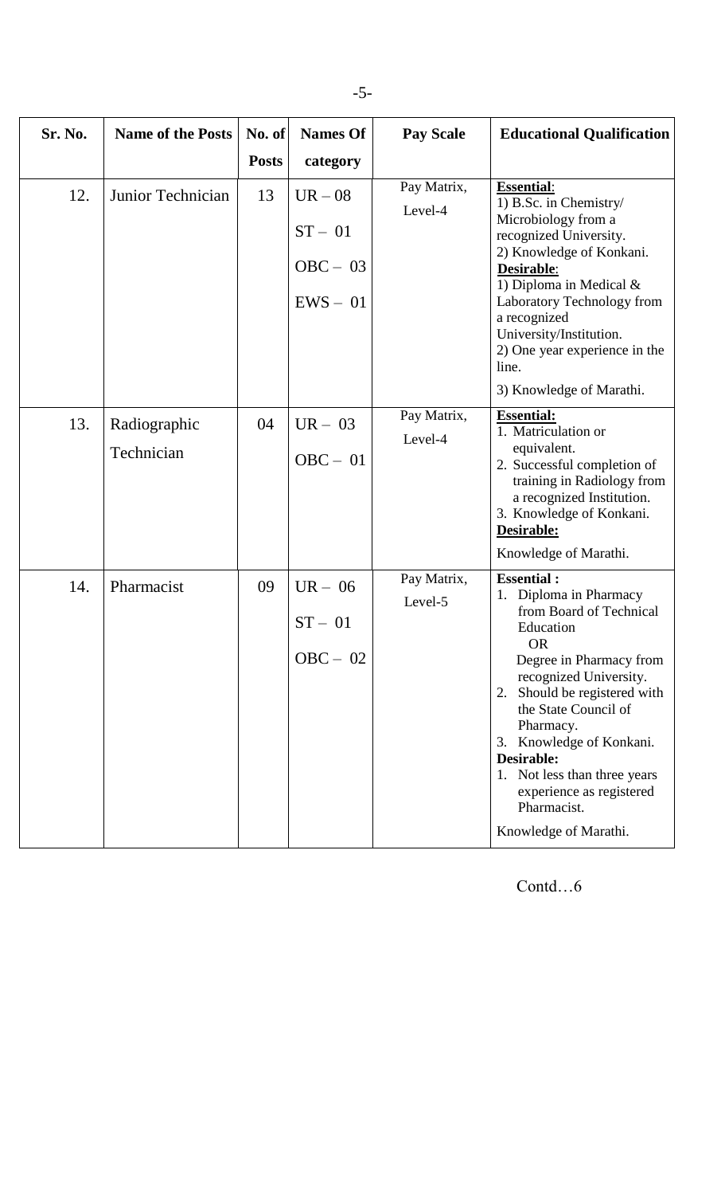| Sr. No. | Name of the Posts | No. of Posts | Names Of category | Pay Scale | Educational Qualification |
|---|---|---|---|---|---|
| 12. | Junior Technician | 13 | UR – 08<br>ST – 01<br>OBC – 03<br>EWS – 01 | Pay Matrix, Level-4 | **Essential**:<br>1) B.Sc. in Chemistry/ Microbiology from a recognized University.<br>2) Knowledge of Konkani.<br>**Desirable**:<br>1) Diploma in Medical & Laboratory Technology from a recognized University/Institution.<br>2) One year experience in the line.<br>3) Knowledge of Marathi. |
| 13. | Radiographic Technician | 04 | UR – 03<br>OBC – 01 | Pay Matrix, Level-4 | **Essential:**<br>1. Matriculation or equivalent.<br>2. Successful completion of training in Radiology from a recognized Institution.<br>3. Knowledge of Konkani.<br>**Desirable:**<br>Knowledge of Marathi. |
| 14. | Pharmacist | 09 | UR – 06<br>ST – 01<br>OBC – 02 | Pay Matrix, Level-5 | **Essential :**<br>1. Diploma in Pharmacy from Board of Technical Education<br>OR<br>Degree in Pharmacy from recognized University.<br>2. Should be registered with the State Council of Pharmacy.<br>3. Knowledge of Konkani.<br>**Desirable:**<br>1. Not less than three years experience as registered Pharmacist.<br>Knowledge of Marathi. |

Contd…6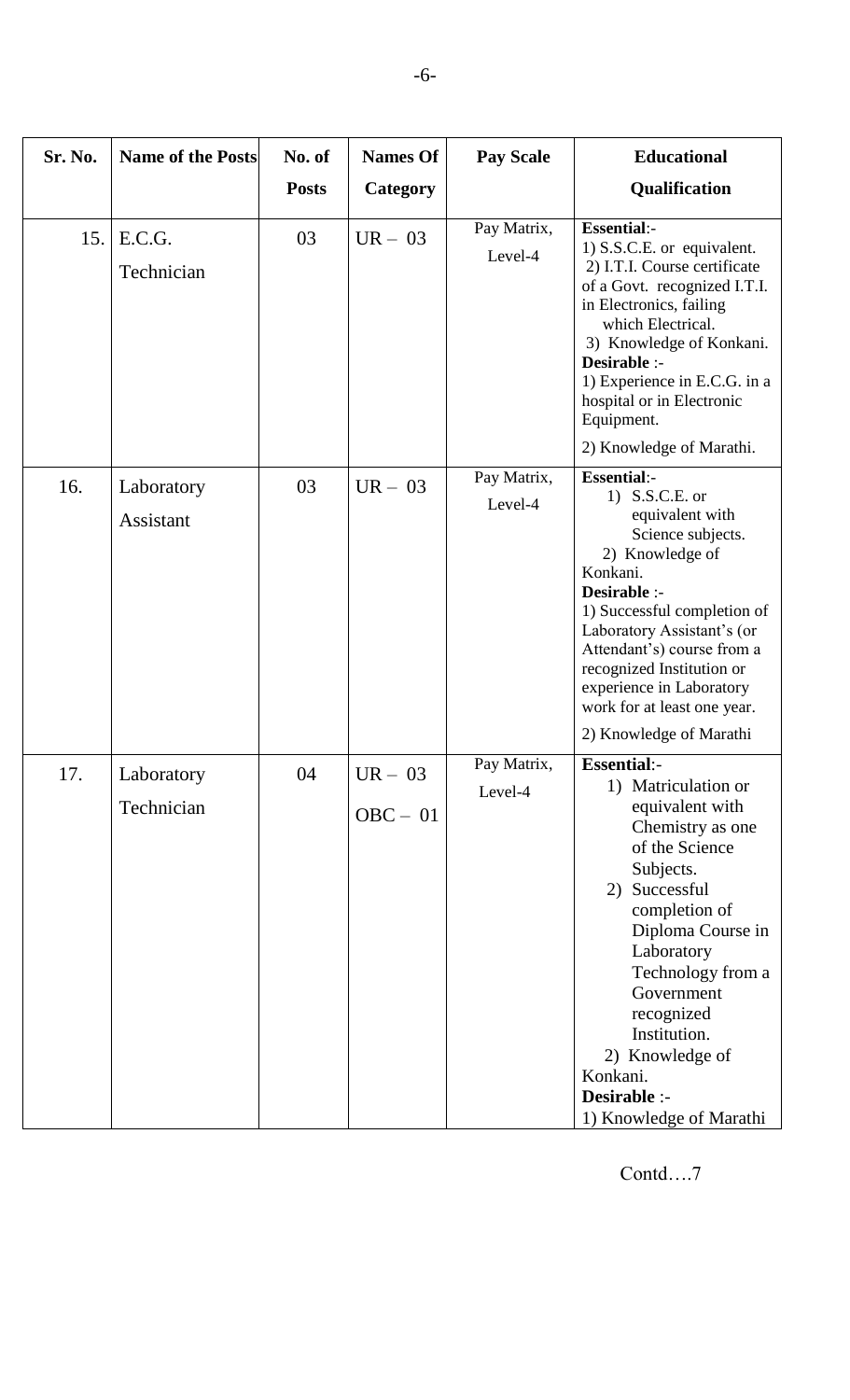| Sr. No. | Name of the Posts | No. of Posts | Names Of Category | Pay Scale | Educational Qualification |
|---|---|---|---|---|---|
| 15. | E.C.G. Technician | 03 | UR – 03 | Pay Matrix, Level-4 | **Essential**:-<br>1) S.S.C.E. or equivalent.<br>2) I.T.I. Course certificate of a Govt. recognized I.T.I. in Electronics, failing which Electrical.<br>3) Knowledge of Konkani.<br>**Desirable** :-<br>1) Experience in E.C.G. in a hospital or in Electronic Equipment.<br>2) Knowledge of Marathi. |
| 16. | Laboratory Assistant | 03 | UR – 03 | Pay Matrix, Level-4 | **Essential**:-<br>1) S.S.C.E. or equivalent with Science subjects.<br>2) Knowledge of Konkani.<br>**Desirable** :-<br>1) Successful completion of Laboratory Assistant's (or Attendant's) course from a recognized Institution or experience in Laboratory work for at least one year.<br>2) Knowledge of Marathi |
| 17. | Laboratory Technician | 04 | UR – 03<br>OBC – 01 | Pay Matrix, Level-4 | **Essential**:-<br>1) Matriculation or equivalent with Chemistry as one of the Science Subjects.<br>2) Successful completion of Diploma Course in Laboratory Technology from a Government recognized Institution.<br>2) Knowledge of Konkani.<br>**Desirable** :-<br>1) Knowledge of Marathi |

Contd….7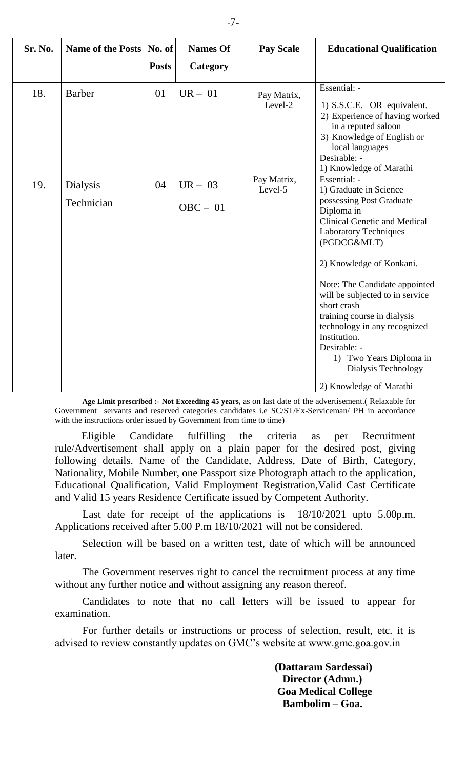| Sr. No. | Name of the Posts | No. of Posts | Names Of Category | Pay Scale | Educational Qualification |
|---|---|---|---|---|---|
| 18. | Barber | 01 | UR – 01 | Pay Matrix, Level-2 | Essential: -<br>1) S.S.C.E. OR equivalent.<br>2) Experience of having worked in a reputed saloon<br>3) Knowledge of English or local languages<br>Desirable: -<br>1) Knowledge of Marathi |
| 19. | Dialysis Technician | 04 | UR – 03<br>OBC – 01 | Pay Matrix, Level-5 | Essential: -<br>1) Graduate in Science possessing Post Graduate Diploma in Clinical Genetic and Medical Laboratory Techniques (PGDCG&MLT)<br>2) Knowledge of Konkani.<br>Note: The Candidate appointed will be subjected to in service short crash training course in dialysis technology in any recognized Institution.<br>Desirable: -<br>1) Two Years Diploma in Dialysis Technology<br>2) Knowledge of Marathi |

**Age Limit prescribed :- Not Exceeding 45 years,** as on last date of the advertisement.( Relaxable for Government servants and reserved categories candidates i.e SC/ST/Ex-Serviceman/ PH in accordance with the instructions order issued by Government from time to time)

Eligible Candidate fulfilling the criteria as per Recruitment rule/Advertisement shall apply on a plain paper for the desired post, giving following details. Name of the Candidate, Address, Date of Birth, Category, Nationality, Mobile Number, one Passport size Photograph attach to the application, Educational Qualification, Valid Employment Registration,Valid Cast Certificate and Valid 15 years Residence Certificate issued by Competent Authority.

Last date for receipt of the applications is 18/10/2021 upto 5.00p.m. Applications received after 5.00 P.m 18/10/2021 will not be considered.

Selection will be based on a written test, date of which will be announced later.

The Government reserves right to cancel the recruitment process at any time without any further notice and without assigning any reason thereof.

Candidates to note that no call letters will be issued to appear for examination.

For further details or instructions or process of selection, result, etc. it is advised to review constantly updates on GMC's website at www.gmc.goa.gov.in

**(Dattaram Sardessai)**
**Director (Admn.)**
**Goa Medical College**
**Bambolim – Goa.**